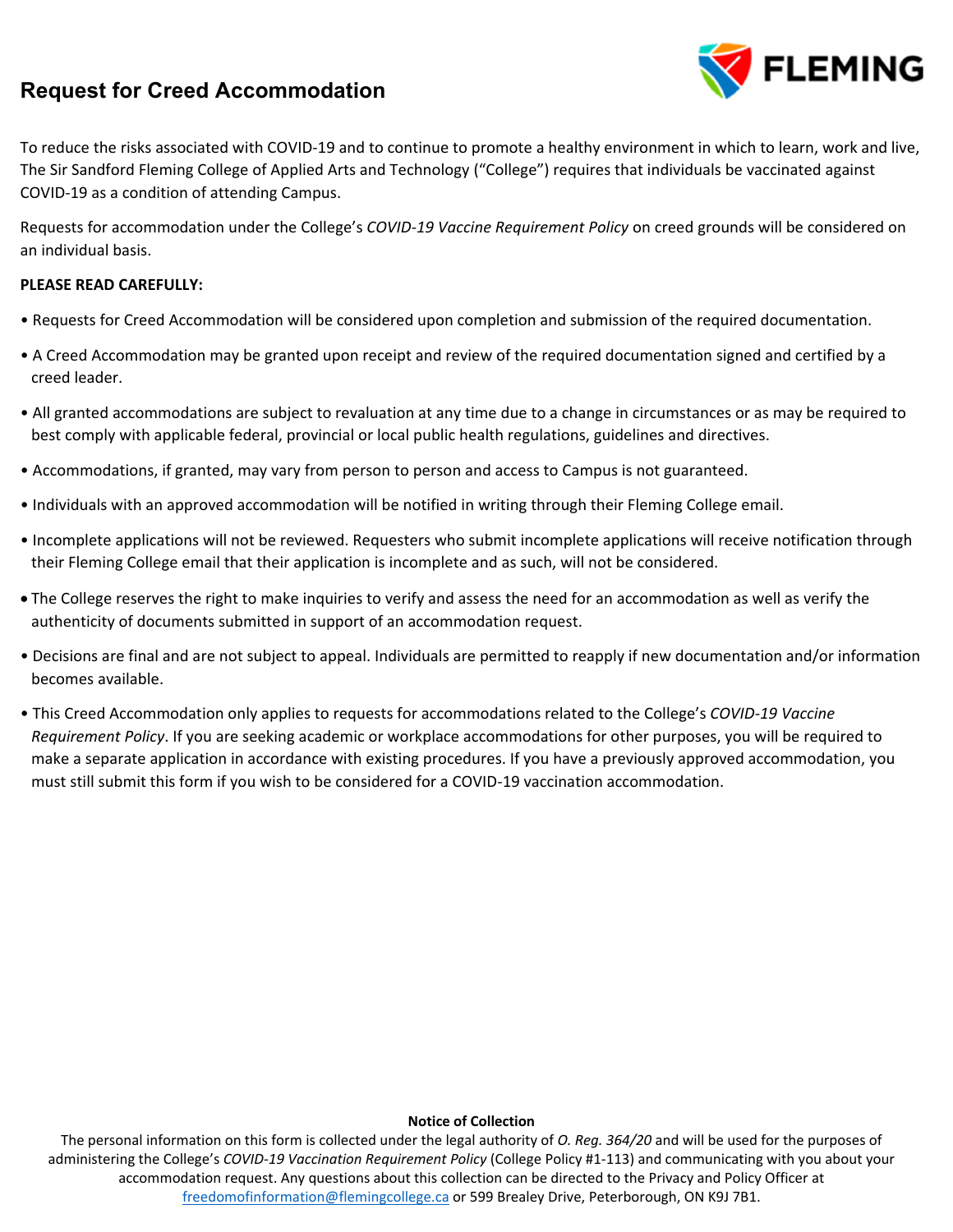# Request for Creed Accommodation

FLEMING

To reduce the risks associated with COVID-19 and to continue to promote a healthy environment in which to learn, work and live, The Sir Sandford Fleming College of Applied Arts and Technology ("College") requires that individuals be vaccinated against COVID-19 as a condition of attending Campus.

Requests for accommodation under the College's *COVID-19 Vaccine Requirement Policy* on creed grounds will be considered on an individual basis.

**PLEASE READ CAREFULLY:**

- Requests for Creed Accommodation will be considered upon completion and submission of the required documentation.
- A Creed Accommodation may be granted upon receipt and review of the required documentation signed and certified by a creed leader.
- All granted accommodations are subject to revaluation at any time due to a change in circumstances or as may be required to best comply with applicable federal, provincial or local public health regulations, guidelines and directives.
- Accommodations, if granted, may vary from person to person and access to Campus is not guaranteed.
- Individuals with an approved accommodation will be notified in writing through their Fleming College email.
- Incomplete applications will not be reviewed. Requesters who submit incomplete applications will receive notification through their Fleming College email that their application is incomplete and as such, will not be considered.
- The College reserves the right to make inquiries to verify and assess the need for an accommodation as well as verify the authenticity of documents submitted in support of an accommodation request.
- Decisions are final and are not subject to appeal. Individuals are permitted to reapply if new documentation and/or information becomes available.
- This Creed Accommodation only applies to requests for accommodations related to the College's *COVID-19 Vaccine Requirement Policy*. If you are seeking academic or workplace accommodations for other purposes, you will be required to make a separate application in accordance with existing procedures. If you have a previously approved accommodation, you must still submit this form if you wish to be considered for a COVID-19 vaccination accommodation.

**Notice of Collection**

The personal information on this form is collected under the legal authority of *O. Reg. 364/20* and will be used for the purposes of administering the College's *COVID-19 Vaccination Requirement Policy* (College Policy #1-113) and communicating with you about your accommodation request. Any questions about this collection can be directed to the Privacy and Policy Officer at freedomofinformation@flemingcollege.ca or 599 Brealey Drive, Peterborough, ON K9J 7B1.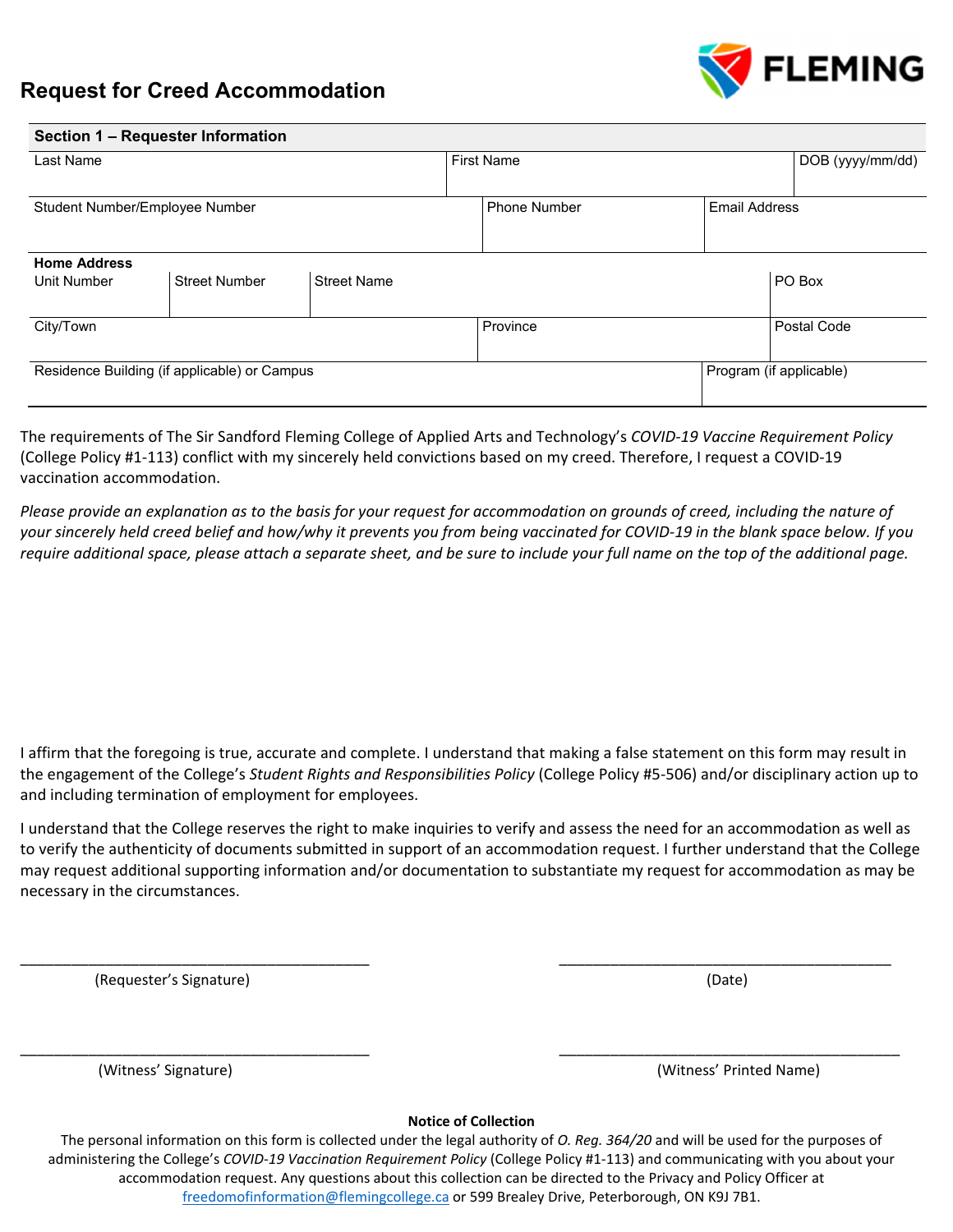# Request for Creed Accommodation

FLEMING

| **Section 1 – Requester Information** | | | | |
|---|---|---|---|---|
| Last Name | | First Name | | DOB (yyyy/mm/dd) |
| Student Number/Employee Number | | Phone Number | | Email Address |

**Home Address**

| Unit Number | Street Number | Street Name | PO Box |
|---|---|---|---|
| | | | |

| City/Town | Province | Postal Code |
|---|---|---|
| | | |

| Residence Building (if applicable) or Campus | Program (if applicable) |
|---|---|
| | |

The requirements of The Sir Sandford Fleming College of Applied Arts and Technology's *COVID-19 Vaccine Requirement Policy* (College Policy #1-113) conflict with my sincerely held convictions based on my creed. Therefore, I request a COVID-19 vaccination accommodation.

*Please provide an explanation as to the basis for your request for accommodation on grounds of creed, including the nature of your sincerely held creed belief and how/why it prevents you from being vaccinated for COVID-19 in the blank space below. If you require additional space, please attach a separate sheet, and be sure to include your full name on the top of the additional page.*

I affirm that the foregoing is true, accurate and complete. I understand that making a false statement on this form may result in the engagement of the College's *Student Rights and Responsibilities Policy* (College Policy #5-506) and/or disciplinary action up to and including termination of employment for employees.

I understand that the College reserves the right to make inquiries to verify and assess the need for an accommodation as well as to verify the authenticity of documents submitted in support of an accommodation request. I further understand that the College may request additional supporting information and/or documentation to substantiate my request for accommodation as may be necessary in the circumstances.

\_\_\_\_\_\_\_\_\_\_\_\_\_\_\_\_\_\_\_\_\_\_\_\_\_\_\_\_\_\_\_\_\_\_\_\_\_\_\_\_\_\_ (Requester's Signature)

\_\_\_\_\_\_\_\_\_\_\_\_\_\_\_\_\_\_\_\_\_\_\_\_\_\_\_\_\_\_\_\_\_\_\_\_\_\_\_\_\_\_ (Date)

\_\_\_\_\_\_\_\_\_\_\_\_\_\_\_\_\_\_\_\_\_\_\_\_\_\_\_\_\_\_\_\_\_\_\_\_\_\_\_\_\_\_ (Witness' Signature)

\_\_\_\_\_\_\_\_\_\_\_\_\_\_\_\_\_\_\_\_\_\_\_\_\_\_\_\_\_\_\_\_\_\_\_\_\_\_\_\_\_\_ (Witness' Printed Name)

**Notice of Collection**

The personal information on this form is collected under the legal authority of *O. Reg. 364/20* and will be used for the purposes of administering the College's *COVID-19 Vaccination Requirement Policy* (College Policy #1-113) and communicating with you about your accommodation request. Any questions about this collection can be directed to the Privacy and Policy Officer at freedomofinformation@flemingcollege.ca or 599 Brealey Drive, Peterborough, ON K9J 7B1.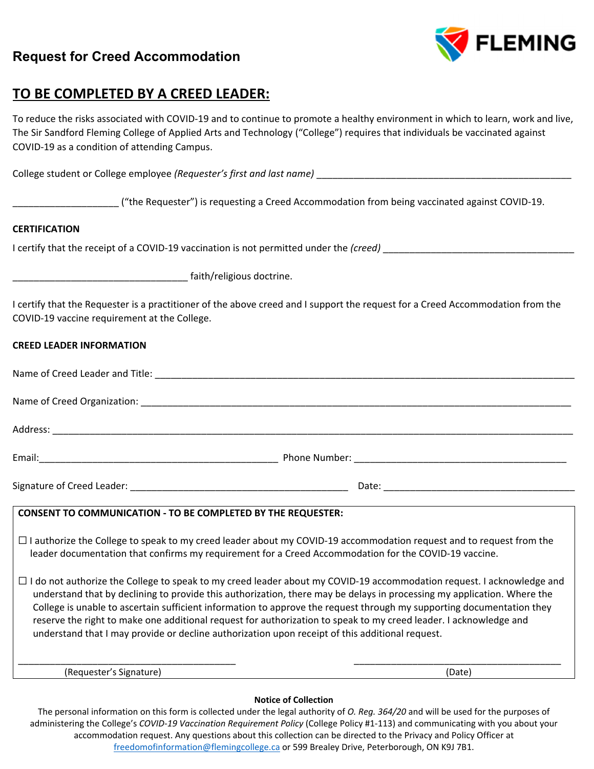# Request for Creed Accommodation

FLEMING

## TO BE COMPLETED BY A CREED LEADER:

To reduce the risks associated with COVID-19 and to continue to promote a healthy environment in which to learn, work and live, The Sir Sandford Fleming College of Applied Arts and Technology ("College") requires that individuals be vaccinated against COVID-19 as a condition of attending Campus.

College student or College employee *(Requester's first and last name)* ______________________________________________

____________________ ("the Requester") is requesting a Creed Accommodation from being vaccinated against COVID-19.

**CERTIFICATION**

I certify that the receipt of a COVID-19 vaccination is not permitted under the *(creed)* ____________________________________

_________________________________ faith/religious doctrine.

I certify that the Requester is a practitioner of the above creed and I support the request for a Creed Accommodation from the COVID-19 vaccine requirement at the College.

**CREED LEADER INFORMATION**

Name of Creed Leader and Title: ______________________________________________________________________________

Name of Creed Organization: ________________________________________________________________________________

Address: _______________________________________________________________________________________________

Email:_____________________________________________ Phone Number: ________________________________________

Signature of Creed Leader: _________________________________________ Date: ____________________________________

**CONSENT TO COMMUNICATION - TO BE COMPLETED BY THE REQUESTER:**

☐ I authorize the College to speak to my creed leader about my COVID-19 accommodation request and to request from the leader documentation that confirms my requirement for a Creed Accommodation for the COVID-19 vaccine.

☐ I do not authorize the College to speak to my creed leader about my COVID-19 accommodation request. I acknowledge and understand that by declining to provide this authorization, there may be delays in processing my application. Where the College is unable to ascertain sufficient information to approve the request through my supporting documentation they reserve the right to make one additional request for authorization to speak to my creed leader. I acknowledge and understand that I may provide or decline authorization upon receipt of this additional request.

___________________________________________ (Requester's Signature)

___________________________________________ (Date)

**Notice of Collection**

The personal information on this form is collected under the legal authority of *O. Reg. 364/20* and will be used for the purposes of administering the College's *COVID-19 Vaccination Requirement Policy* (College Policy #1-113) and communicating with you about your accommodation request. Any questions about this collection can be directed to the Privacy and Policy Officer at freedomofinformation@flemingcollege.ca or 599 Brealey Drive, Peterborough, ON K9J 7B1.